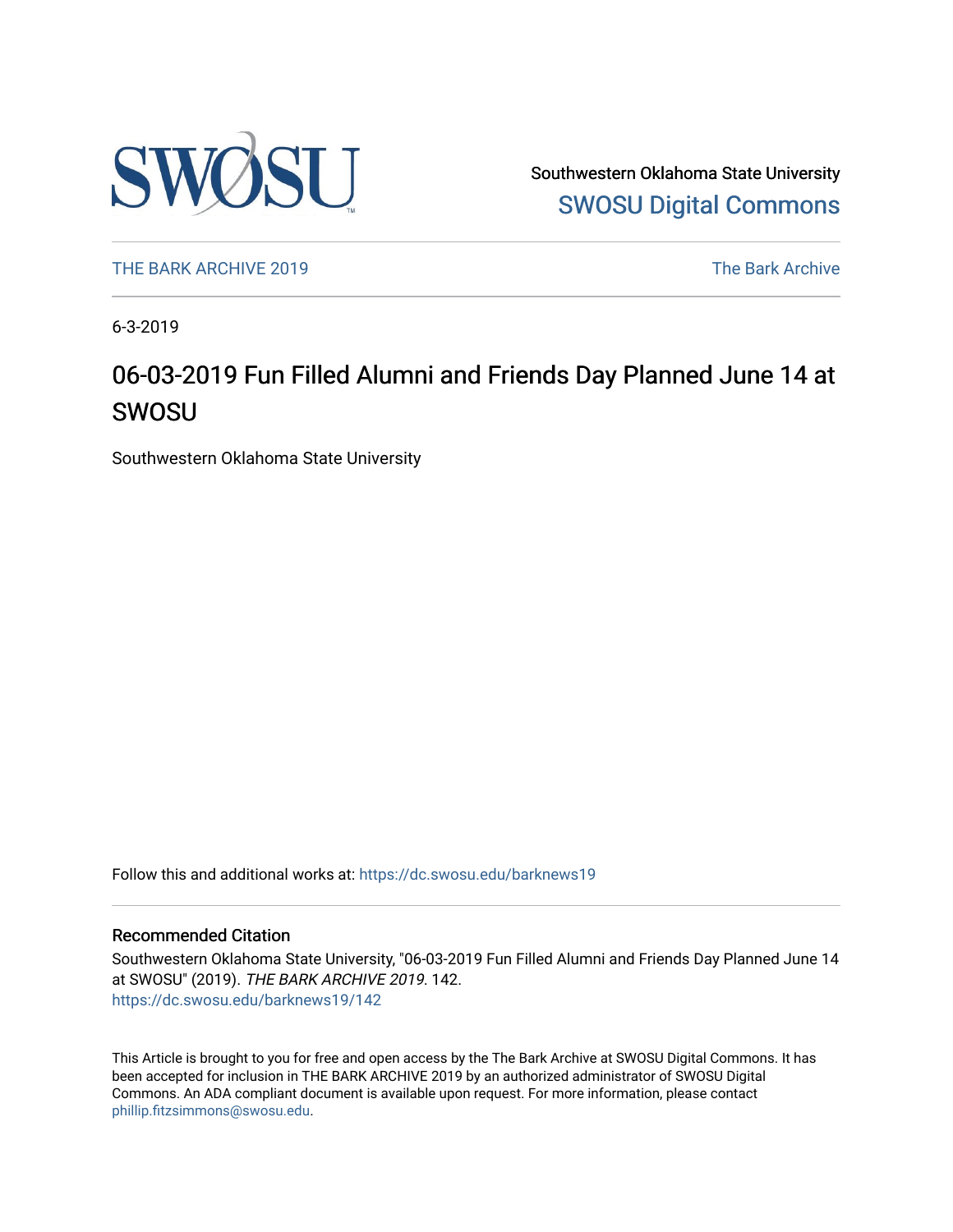Southwestern Oklahoma State University
SWOSU Digital Commons

THE BARK ARCHIVE 2019

The Bark Archive

6-3-2019

# 06-03-2019 Fun Filled Alumni and Friends Day Planned June 14 at SWOSU

Southwestern Oklahoma State University

Follow this and additional works at: https://dc.swosu.edu/barknews19

## Recommended Citation

Southwestern Oklahoma State University, "06-03-2019 Fun Filled Alumni and Friends Day Planned June 14 at SWOSU" (2019). *THE BARK ARCHIVE 2019*. 142.
https://dc.swosu.edu/barknews19/142

This Article is brought to you for free and open access by the The Bark Archive at SWOSU Digital Commons. It has been accepted for inclusion in THE BARK ARCHIVE 2019 by an authorized administrator of SWOSU Digital Commons. An ADA compliant document is available upon request. For more information, please contact phillip.fitzsimmons@swosu.edu.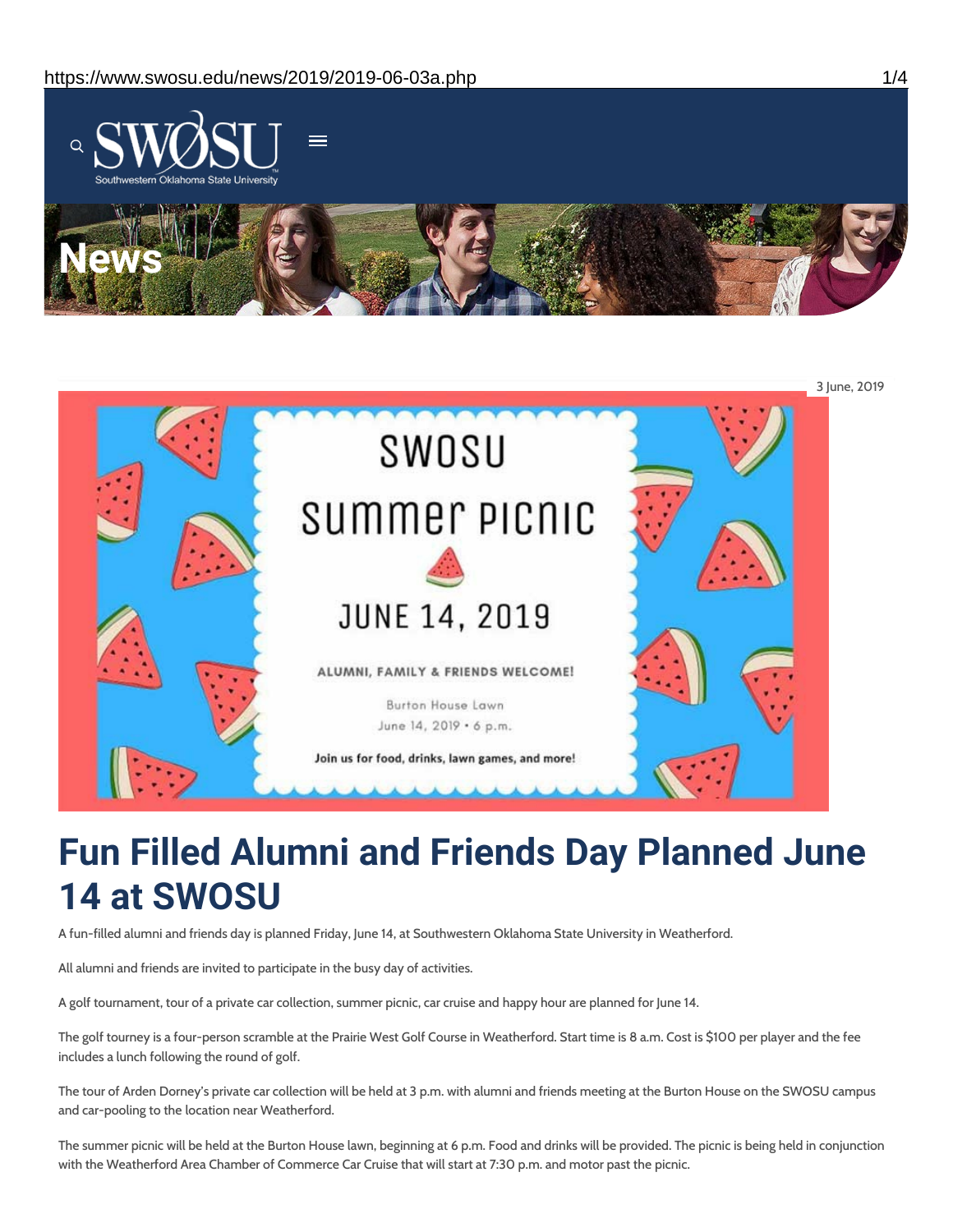3 June, 2019

# Fun Filled Alumni and Friends Day Planned June 14 at SWOSU

A fun-filled alumni and friends day is planned Friday, June 14, at Southwestern Oklahoma State University in Weatherford.

All alumni and friends are invited to participate in the busy day of activities.

A golf tournament, tour of a private car collection, summer picnic, car cruise and happy hour are planned for June 14.

The golf tourney is a four-person scramble at the Prairie West Golf Course in Weatherford. Start time is 8 a.m. Cost is $100 per player and the fee includes a lunch following the round of golf.

The tour of Arden Dorney's private car collection will be held at 3 p.m. with alumni and friends meeting at the Burton House on the SWOSU campus and car-pooling to the location near Weatherford.

The summer picnic will be held at the Burton House lawn, beginning at 6 p.m. Food and drinks will be provided. The picnic is being held in conjunction with the Weatherford Area Chamber of Commerce Car Cruise that will start at 7:30 p.m. and motor past the picnic.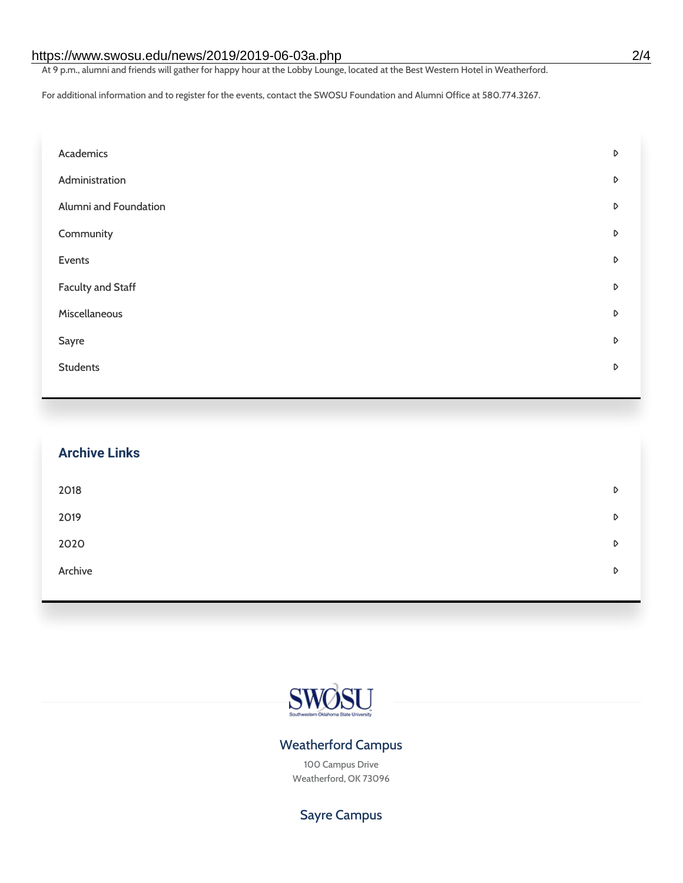At 9 p.m., alumni and friends will gather for happy hour at the Lobby Lounge, located at the Best Western Hotel in Weatherford.

For additional information and to register for the events, contact the SWOSU Foundation and Alumni Office at 580.774.3267.

- Academics
- Administration
- Alumni and Foundation
- Community
- Events
- Faculty and Staff
- Miscellaneous
- Sayre
- Students

## Archive Links

- 2018
- 2019
- 2020
- Archive

SWOSU
Southwestern Oklahoma State University

### Weatherford Campus

100 Campus Drive
Weatherford, OK 73096

### Sayre Campus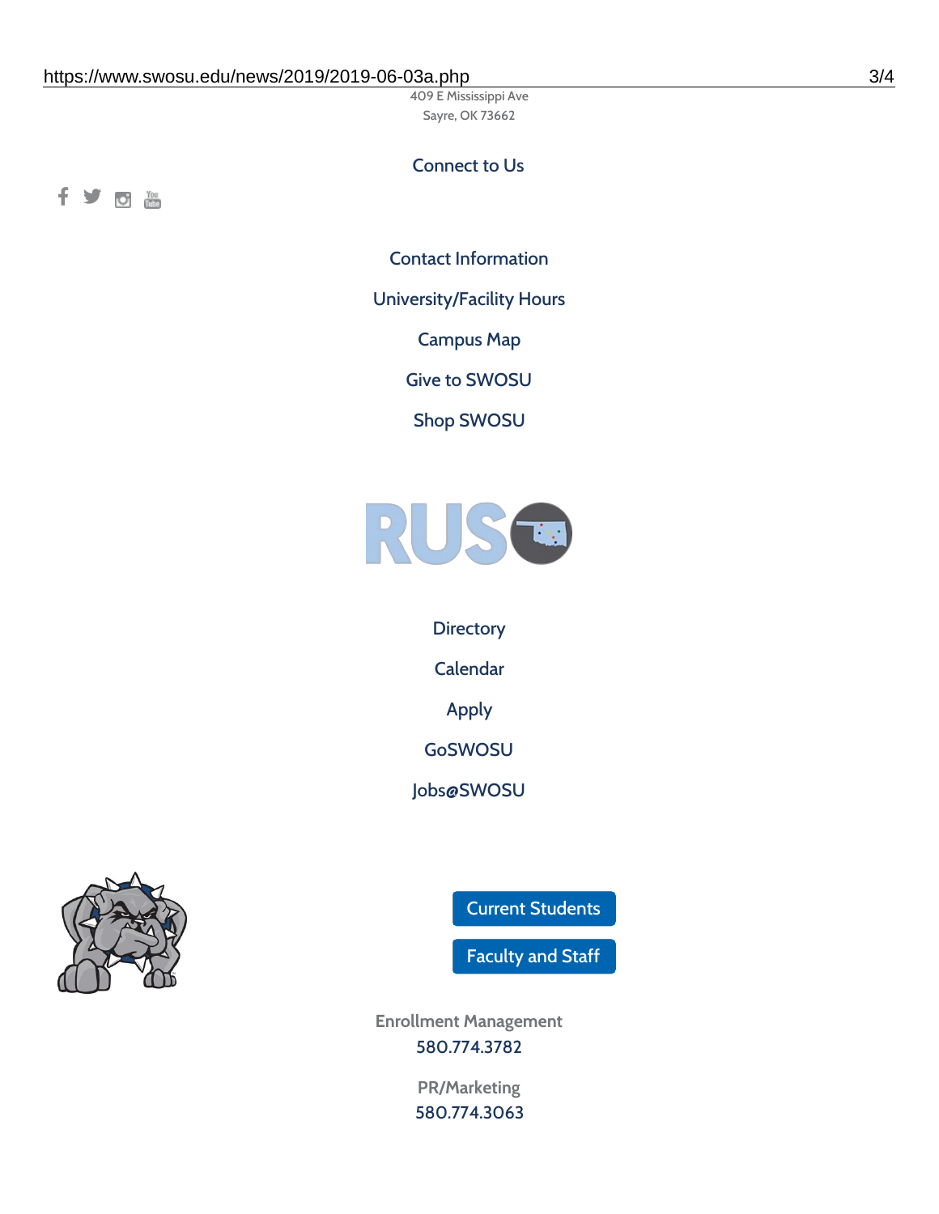409 E Mississippi Ave
Sayre, OK 73662

Connect to Us

Contact Information

University/Facility Hours

Campus Map

Give to SWOSU

Shop SWOSU

Directory

Calendar

Apply

GoSWOSU

Jobs@SWOSU

Current Students

Faculty and Staff

Enrollment Management
580.774.3782

PR/Marketing
580.774.3063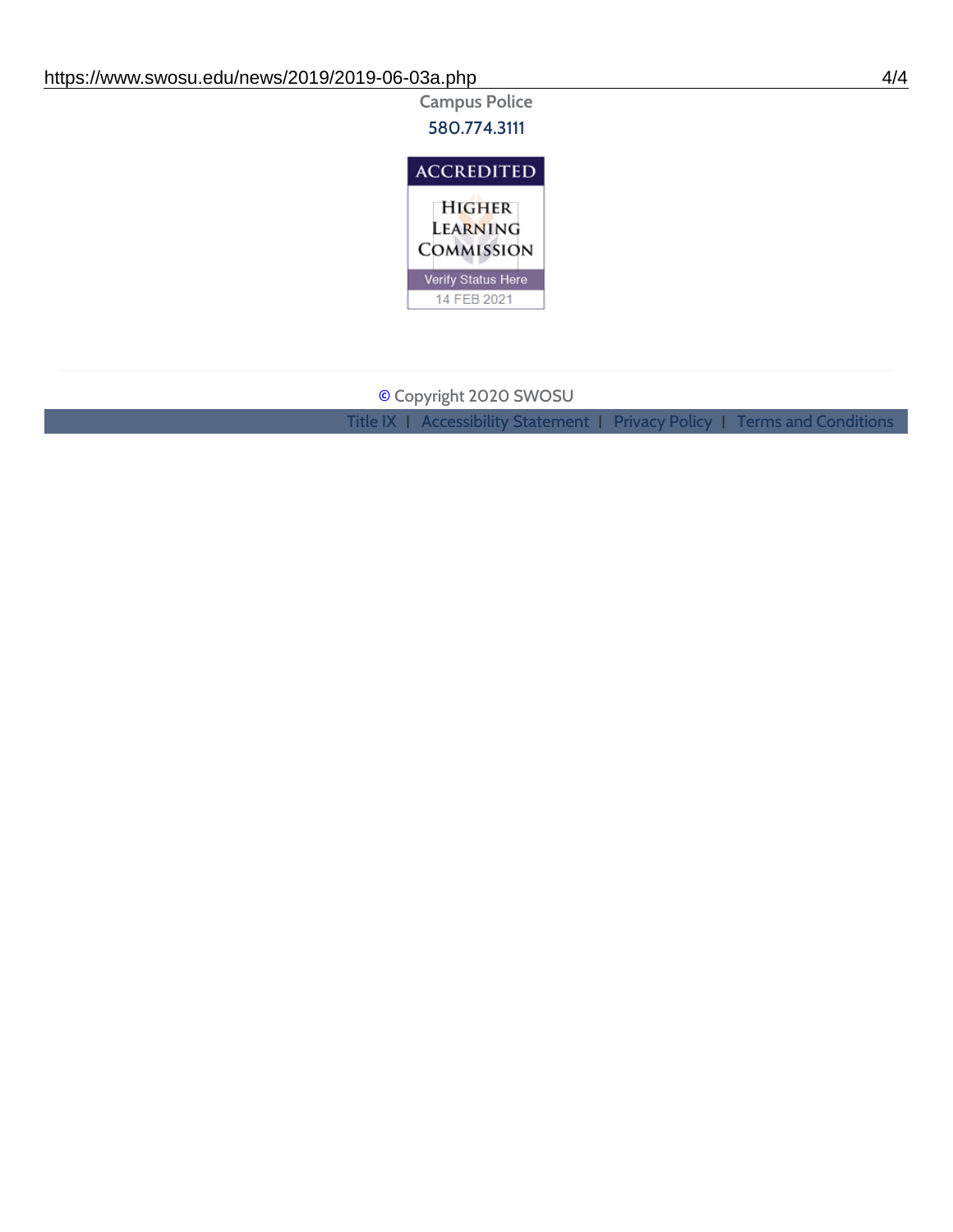Campus Police

580.774.3111

ACCREDITED

HIGHER LEARNING COMMISSION

Verify Status Here

14 FEB 2021

© Copyright 2020 SWOSU

Title IX | Accessibility Statement | Privacy Policy | Terms and Conditions